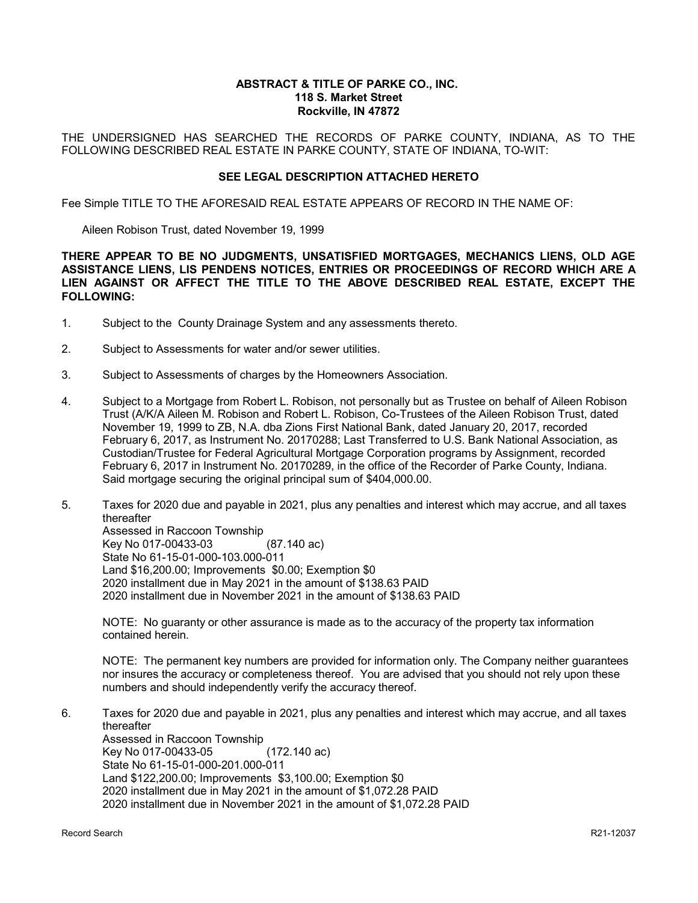**ABSTRACT & TITLE OF PARKE CO., INC.**
**118 S. Market Street**
**Rockville, IN 47872**

THE UNDERSIGNED HAS SEARCHED THE RECORDS OF PARKE COUNTY, INDIANA, AS TO THE FOLLOWING DESCRIBED REAL ESTATE IN PARKE COUNTY, STATE OF INDIANA, TO-WIT:

**SEE LEGAL DESCRIPTION ATTACHED HERETO**

Fee Simple TITLE TO THE AFORESAID REAL ESTATE APPEARS OF RECORD IN THE NAME OF:

Aileen Robison Trust, dated November 19, 1999

**THERE APPEAR TO BE NO JUDGMENTS, UNSATISFIED MORTGAGES, MECHANICS LIENS, OLD AGE ASSISTANCE LIENS, LIS PENDENS NOTICES, ENTRIES OR PROCEEDINGS OF RECORD WHICH ARE A LIEN AGAINST OR AFFECT THE TITLE TO THE ABOVE DESCRIBED REAL ESTATE, EXCEPT THE FOLLOWING:**

1. Subject to the County Drainage System and any assessments thereto.

2. Subject to Assessments for water and/or sewer utilities.

3. Subject to Assessments of charges by the Homeowners Association.

4. Subject to a Mortgage from Robert L. Robison, not personally but as Trustee on behalf of Aileen Robison Trust (A/K/A Aileen M. Robison and Robert L. Robison, Co-Trustees of the Aileen Robison Trust, dated November 19, 1999 to ZB, N.A. dba Zions First National Bank, dated January 20, 2017, recorded February 6, 2017, as Instrument No. 20170288; Last Transferred to U.S. Bank National Association, as Custodian/Trustee for Federal Agricultural Mortgage Corporation programs by Assignment, recorded February 6, 2017 in Instrument No. 20170289, in the office of the Recorder of Parke County, Indiana. Said mortgage securing the original principal sum of $404,000.00.

5. Taxes for 2020 due and payable in 2021, plus any penalties and interest which may accrue, and all taxes thereafter
   Assessed in Raccoon Township
   Key No 017-00433-03 (87.140 ac)
   State No 61-15-01-000-103.000-011
   Land $16,200.00; Improvements $0.00; Exemption $0
   2020 installment due in May 2021 in the amount of $138.63 PAID
   2020 installment due in November 2021 in the amount of $138.63 PAID

   NOTE: No guaranty or other assurance is made as to the accuracy of the property tax information contained herein.

   NOTE: The permanent key numbers are provided for information only. The Company neither guarantees nor insures the accuracy or completeness thereof. You are advised that you should not rely upon these numbers and should independently verify the accuracy thereof.

6. Taxes for 2020 due and payable in 2021, plus any penalties and interest which may accrue, and all taxes thereafter
   Assessed in Raccoon Township
   Key No 017-00433-05 (172.140 ac)
   State No 61-15-01-000-201.000-011
   Land $122,200.00; Improvements $3,100.00; Exemption $0
   2020 installment due in May 2021 in the amount of $1,072.28 PAID
   2020 installment due in November 2021 in the amount of $1,072.28 PAID

Record Search R21-12037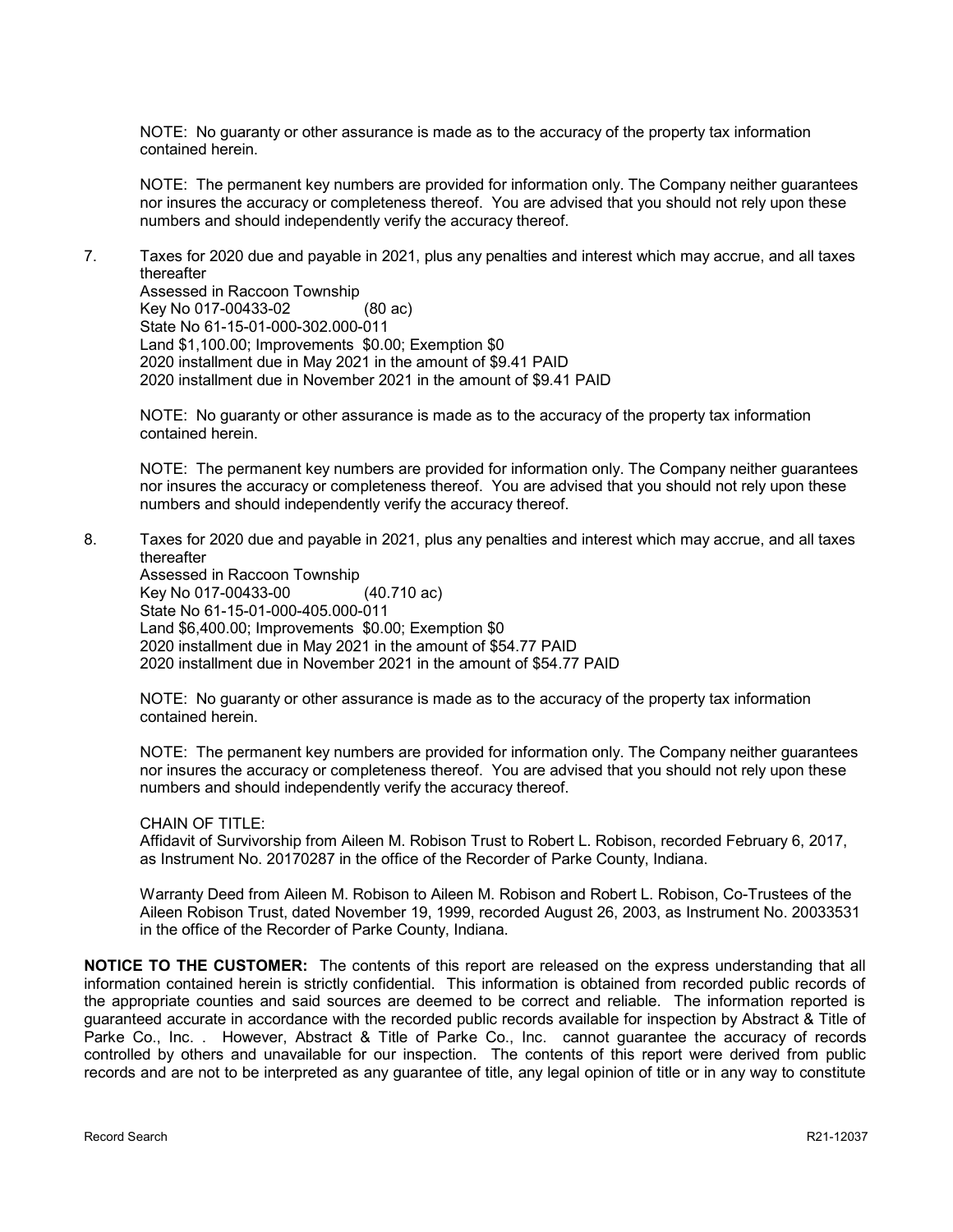NOTE: No guaranty or other assurance is made as to the accuracy of the property tax information contained herein.

NOTE: The permanent key numbers are provided for information only. The Company neither guarantees nor insures the accuracy or completeness thereof. You are advised that you should not rely upon these numbers and should independently verify the accuracy thereof.

7. Taxes for 2020 due and payable in 2021, plus any penalties and interest which may accrue, and all taxes thereafter
   Assessed in Raccoon Township
   Key No 017-00433-02 (80 ac)
   State No 61-15-01-000-302.000-011
   Land $1,100.00; Improvements $0.00; Exemption $0
   2020 installment due in May 2021 in the amount of $9.41 PAID
   2020 installment due in November 2021 in the amount of $9.41 PAID

   NOTE: No guaranty or other assurance is made as to the accuracy of the property tax information contained herein.

   NOTE: The permanent key numbers are provided for information only. The Company neither guarantees nor insures the accuracy or completeness thereof. You are advised that you should not rely upon these numbers and should independently verify the accuracy thereof.

8. Taxes for 2020 due and payable in 2021, plus any penalties and interest which may accrue, and all taxes thereafter
   Assessed in Raccoon Township
   Key No 017-00433-00 (40.710 ac)
   State No 61-15-01-000-405.000-011
   Land $6,400.00; Improvements $0.00; Exemption $0
   2020 installment due in May 2021 in the amount of $54.77 PAID
   2020 installment due in November 2021 in the amount of $54.77 PAID

   NOTE: No guaranty or other assurance is made as to the accuracy of the property tax information contained herein.

   NOTE: The permanent key numbers are provided for information only. The Company neither guarantees nor insures the accuracy or completeness thereof. You are advised that you should not rely upon these numbers and should independently verify the accuracy thereof.

   CHAIN OF TITLE:
   Affidavit of Survivorship from Aileen M. Robison Trust to Robert L. Robison, recorded February 6, 2017, as Instrument No. 20170287 in the office of the Recorder of Parke County, Indiana.

   Warranty Deed from Aileen M. Robison to Aileen M. Robison and Robert L. Robison, Co-Trustees of the Aileen Robison Trust, dated November 19, 1999, recorded August 26, 2003, as Instrument No. 20033531 in the office of the Recorder of Parke County, Indiana.

**NOTICE TO THE CUSTOMER:** The contents of this report are released on the express understanding that all information contained herein is strictly confidential. This information is obtained from recorded public records of the appropriate counties and said sources are deemed to be correct and reliable. The information reported is guaranteed accurate in accordance with the recorded public records available for inspection by Abstract & Title of Parke Co., Inc. . However, Abstract & Title of Parke Co., Inc. cannot guarantee the accuracy of records controlled by others and unavailable for our inspection. The contents of this report were derived from public records and are not to be interpreted as any guarantee of title, any legal opinion of title or in any way to constitute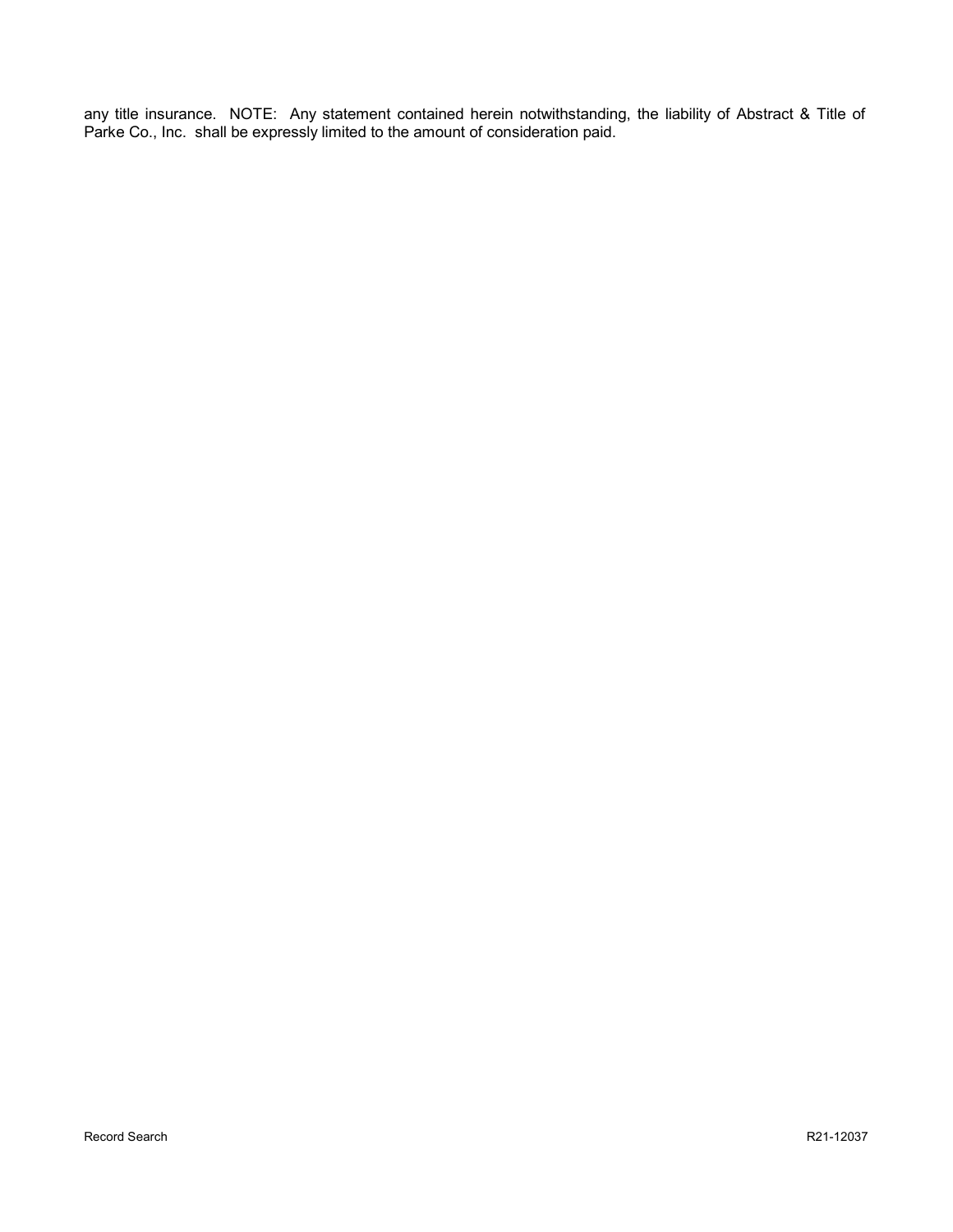any title insurance. NOTE: Any statement contained herein notwithstanding, the liability of Abstract & Title of Parke Co., Inc. shall be expressly limited to the amount of consideration paid.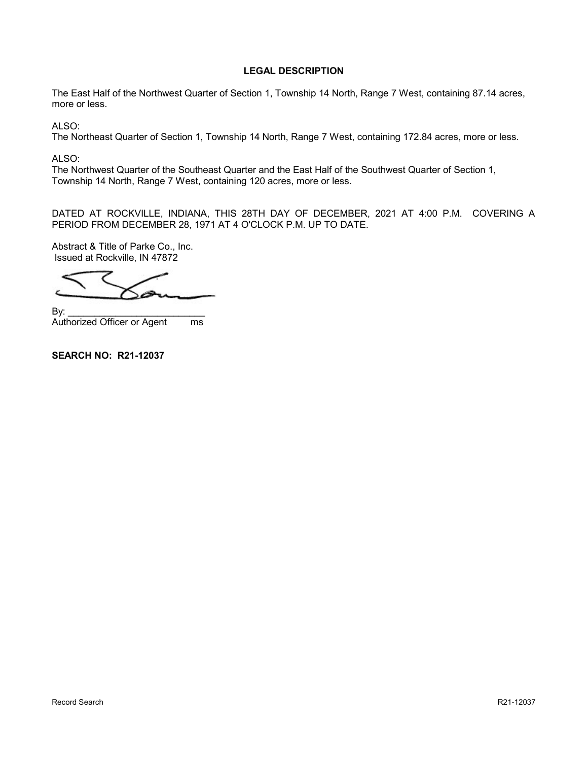## LEGAL DESCRIPTION

The East Half of the Northwest Quarter of Section 1, Township 14 North, Range 7 West, containing 87.14 acres, more or less.

ALSO:
The Northeast Quarter of Section 1, Township 14 North, Range 7 West, containing 172.84 acres, more or less.

ALSO:
The Northwest Quarter of the Southeast Quarter and the East Half of the Southwest Quarter of Section 1, Township 14 North, Range 7 West, containing 120 acres, more or less.

DATED AT ROCKVILLE, INDIANA, THIS 28TH DAY OF DECEMBER, 2021 AT 4:00 P.M. COVERING A PERIOD FROM DECEMBER 28, 1971 AT 4 O'CLOCK P.M. UP TO DATE.

Abstract & Title of Parke Co., Inc.
Issued at Rockville, IN 47872

By: ___________________________
Authorized Officer or Agent ms

**SEARCH NO: R21-12037**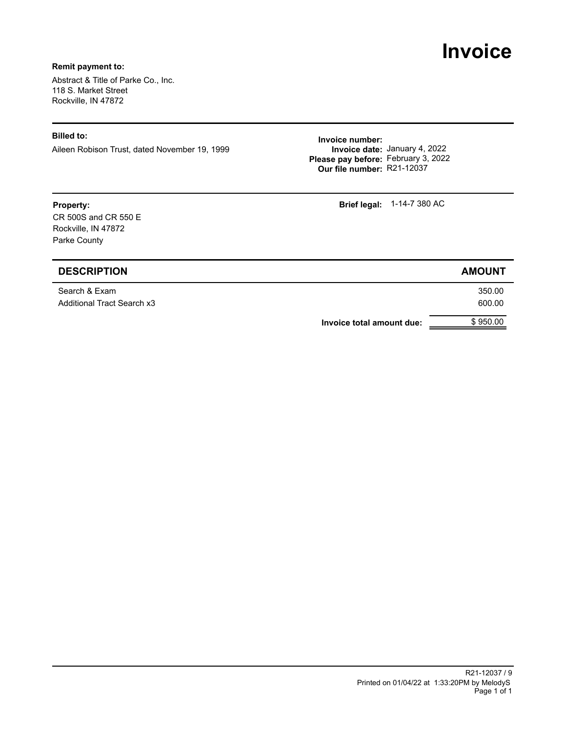# Invoice

**Remit payment to:**

Abstract & Title of Parke Co., Inc.
118 S. Market Street
Rockville, IN 47872

---

**Billed to:**

Aileen Robison Trust, dated November 19, 1999

**Invoice number:**
**Invoice date:** January 4, 2022
**Please pay before:** February 3, 2022
**Our file number:** R21-12037

---

**Property:**

CR 500S and CR 550 E
Rockville, IN 47872
Parke County

**Brief legal:** 1-14-7 380 AC

| DESCRIPTION | AMOUNT |
|---|---|
| Search & Exam | 350.00 |
| Additional Tract Search x3 | 600.00 |
| **Invoice total amount due:** | $ 950.00 |

R21-12037 / 9
Printed on 01/04/22 at 1:33:20PM by MelodyS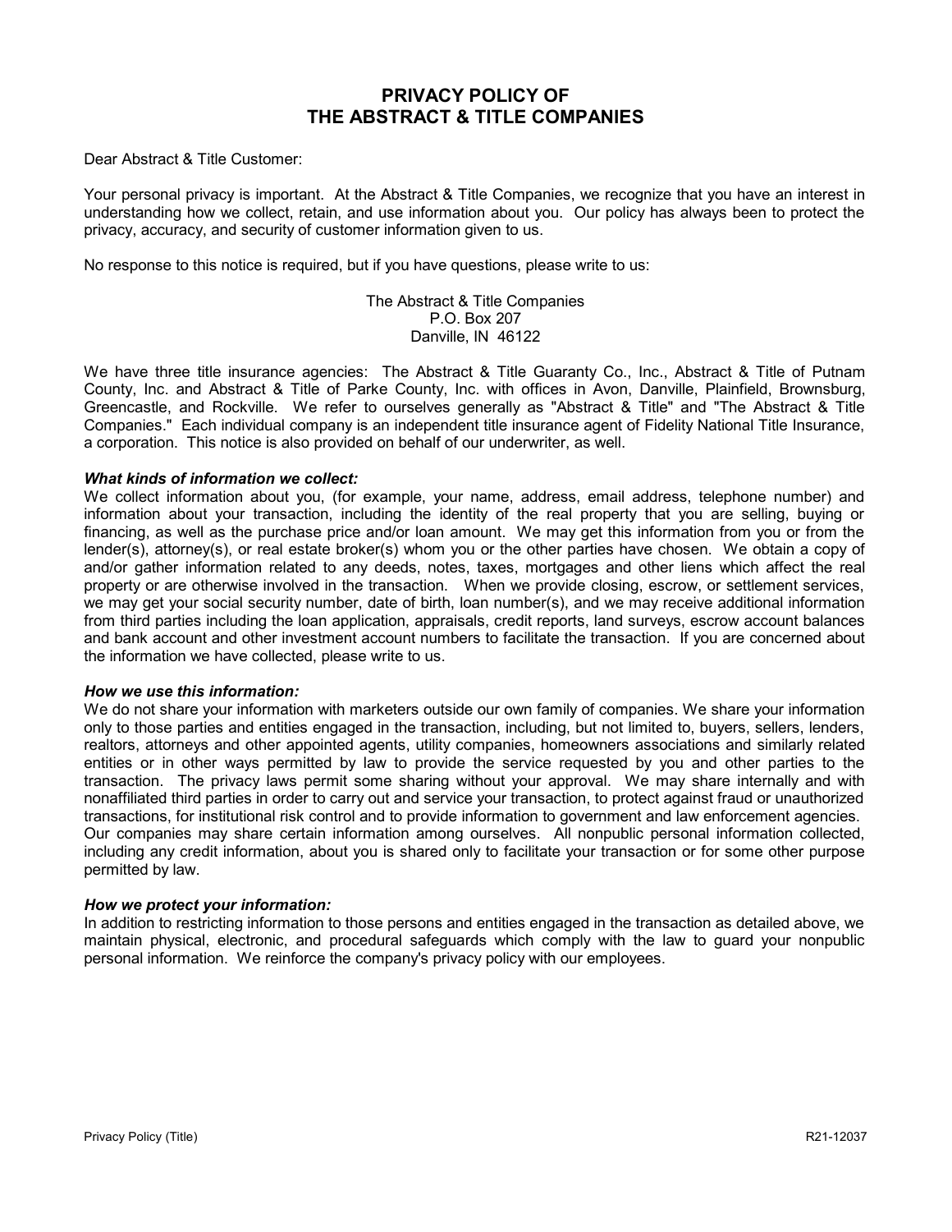# PRIVACY POLICY OF THE ABSTRACT & TITLE COMPANIES

Dear Abstract & Title Customer:

Your personal privacy is important. At the Abstract & Title Companies, we recognize that you have an interest in understanding how we collect, retain, and use information about you. Our policy has always been to protect the privacy, accuracy, and security of customer information given to us.

No response to this notice is required, but if you have questions, please write to us:

The Abstract & Title Companies
P.O. Box 207
Danville, IN 46122

We have three title insurance agencies: The Abstract & Title Guaranty Co., Inc., Abstract & Title of Putnam County, Inc. and Abstract & Title of Parke County, Inc. with offices in Avon, Danville, Plainfield, Brownsburg, Greencastle, and Rockville. We refer to ourselves generally as "Abstract & Title" and "The Abstract & Title Companies." Each individual company is an independent title insurance agent of Fidelity National Title Insurance, a corporation. This notice is also provided on behalf of our underwriter, as well.

***What kinds of information we collect:***

We collect information about you, (for example, your name, address, email address, telephone number) and information about your transaction, including the identity of the real property that you are selling, buying or financing, as well as the purchase price and/or loan amount. We may get this information from you or from the lender(s), attorney(s), or real estate broker(s) whom you or the other parties have chosen. We obtain a copy of and/or gather information related to any deeds, notes, taxes, mortgages and other liens which affect the real property or are otherwise involved in the transaction. When we provide closing, escrow, or settlement services, we may get your social security number, date of birth, loan number(s), and we may receive additional information from third parties including the loan application, appraisals, credit reports, land surveys, escrow account balances and bank account and other investment account numbers to facilitate the transaction. If you are concerned about the information we have collected, please write to us.

***How we use this information:***

We do not share your information with marketers outside our own family of companies. We share your information only to those parties and entities engaged in the transaction, including, but not limited to, buyers, sellers, lenders, realtors, attorneys and other appointed agents, utility companies, homeowners associations and similarly related entities or in other ways permitted by law to provide the service requested by you and other parties to the transaction. The privacy laws permit some sharing without your approval. We may share internally and with nonaffiliated third parties in order to carry out and service your transaction, to protect against fraud or unauthorized transactions, for institutional risk control and to provide information to government and law enforcement agencies. Our companies may share certain information among ourselves. All nonpublic personal information collected, including any credit information, about you is shared only to facilitate your transaction or for some other purpose permitted by law.

***How we protect your information:***

In addition to restricting information to those persons and entities engaged in the transaction as detailed above, we maintain physical, electronic, and procedural safeguards which comply with the law to guard your nonpublic personal information. We reinforce the company's privacy policy with our employees.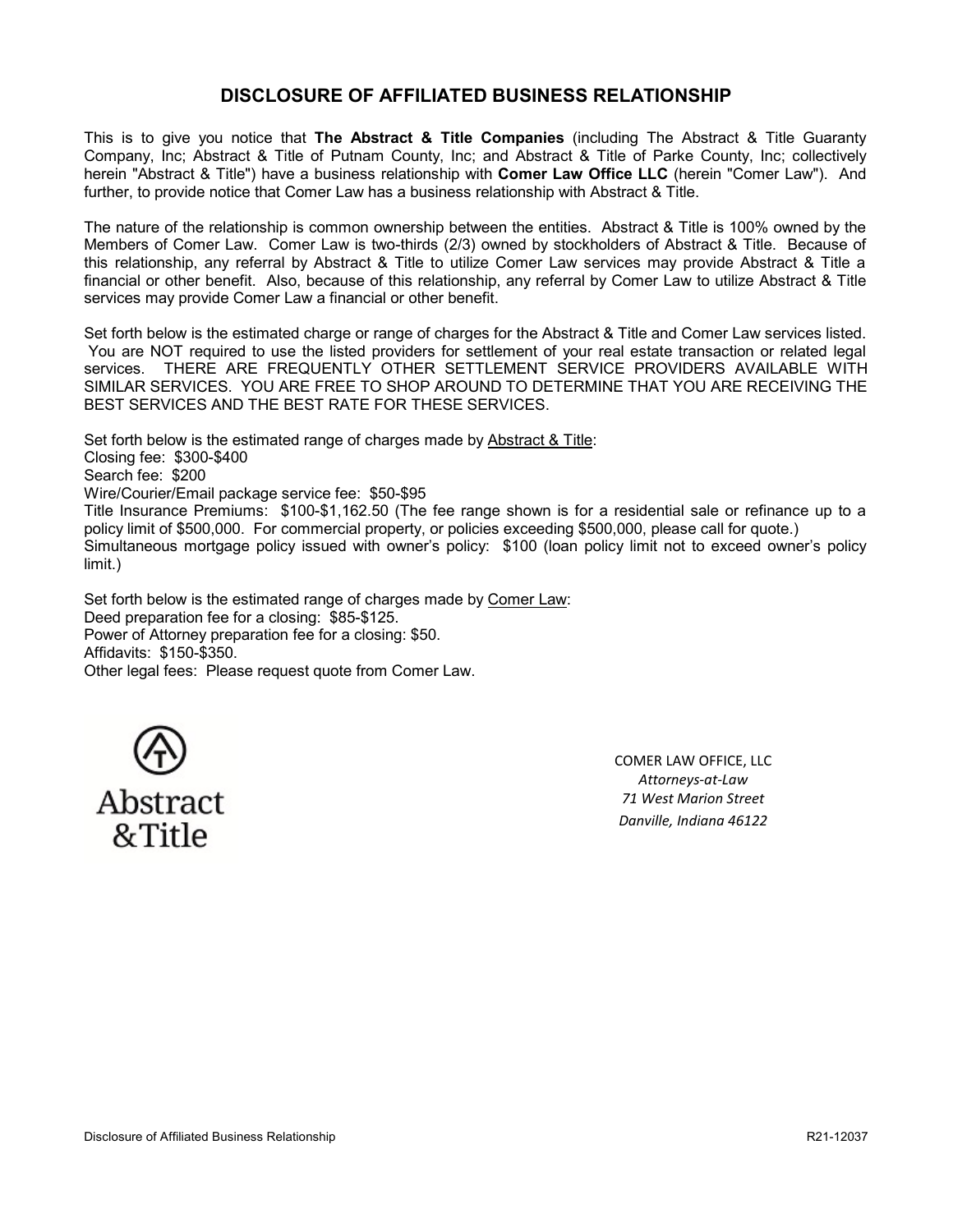# DISCLOSURE OF AFFILIATED BUSINESS RELATIONSHIP

This is to give you notice that **The Abstract & Title Companies** (including The Abstract & Title Guaranty Company, Inc; Abstract & Title of Putnam County, Inc; and Abstract & Title of Parke County, Inc; collectively herein "Abstract & Title") have a business relationship with **Comer Law Office LLC** (herein "Comer Law"). And further, to provide notice that Comer Law has a business relationship with Abstract & Title.

The nature of the relationship is common ownership between the entities. Abstract & Title is 100% owned by the Members of Comer Law. Comer Law is two-thirds (2/3) owned by stockholders of Abstract & Title. Because of this relationship, any referral by Abstract & Title to utilize Comer Law services may provide Abstract & Title a financial or other benefit. Also, because of this relationship, any referral by Comer Law to utilize Abstract & Title services may provide Comer Law a financial or other benefit.

Set forth below is the estimated charge or range of charges for the Abstract & Title and Comer Law services listed. You are NOT required to use the listed providers for settlement of your real estate transaction or related legal services. THERE ARE FREQUENTLY OTHER SETTLEMENT SERVICE PROVIDERS AVAILABLE WITH SIMILAR SERVICES. YOU ARE FREE TO SHOP AROUND TO DETERMINE THAT YOU ARE RECEIVING THE BEST SERVICES AND THE BEST RATE FOR THESE SERVICES.

Set forth below is the estimated range of charges made by <u>Abstract & Title</u>:
Closing fee: $300-$400
Search fee: $200
Wire/Courier/Email package service fee: $50-$95
Title Insurance Premiums: $100-$1,162.50 (The fee range shown is for a residential sale or refinance up to a policy limit of $500,000. For commercial property, or policies exceeding $500,000, please call for quote.)
Simultaneous mortgage policy issued with owner's policy: $100 (loan policy limit not to exceed owner's policy limit.)

Set forth below is the estimated range of charges made by <u>Comer Law</u>:
Deed preparation fee for a closing: $85-$125.
Power of Attorney preparation fee for a closing: $50.
Affidavits: $150-$350.
Other legal fees: Please request quote from Comer Law.

Abstract & Title

COMER LAW OFFICE, LLC
*Attorneys-at-Law*
*71 West Marion Street*
*Danville, Indiana 46122*

Disclosure of Affiliated Business Relationship R21-12037